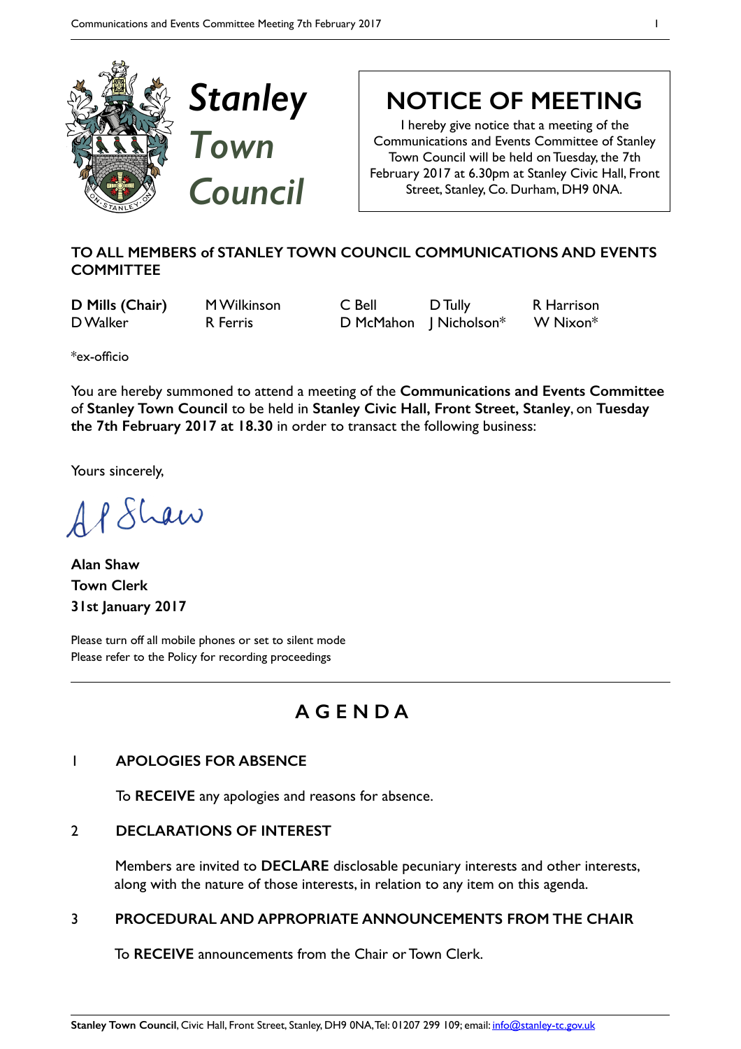# Stanley Town Council

## NOTICE OF MEETING

I hereby give notice that a meeting of the Communications and Events Committee of Stanley Town Council will be held on Tuesday, the 7th February 2017 at 6.30pm at Stanley Civic Hall, Front Street, Stanley, Co. Durham, DH9 0NA.

**TO ALL MEMBERS of STANLEY TOWN COUNCIL COMMUNICATIONS AND EVENTS COMMITTEE**

| | | | | |
|---|---|---|---|---|
| **D Mills (Chair)** | M Wilkinson | C Bell | D Tully | R Harrison |
| D Walker | R Ferris | D McMahon | J Nicholson* | W Nixon* |

*ex-officio

You are hereby summoned to attend a meeting of the **Communications and Events Committee** of **Stanley Town Council** to be held in **Stanley Civic Hall, Front Street, Stanley**, on **Tuesday the 7th February 2017 at 18.30** in order to transact the following business:

Yours sincerely,

A P Shaw

**Alan Shaw**
**Town Clerk**
**31st January 2017**

Please turn off all mobile phones or set to silent mode
Please refer to the Policy for recording proceedings

## AGENDA

### 1 APOLOGIES FOR ABSENCE

To **RECEIVE** any apologies and reasons for absence.

### 2 DECLARATIONS OF INTEREST

Members are invited to **DECLARE** disclosable pecuniary interests and other interests, along with the nature of those interests, in relation to any item on this agenda.

### 3 PROCEDURAL AND APPROPRIATE ANNOUNCEMENTS FROM THE CHAIR

To **RECEIVE** announcements from the Chair or Town Clerk.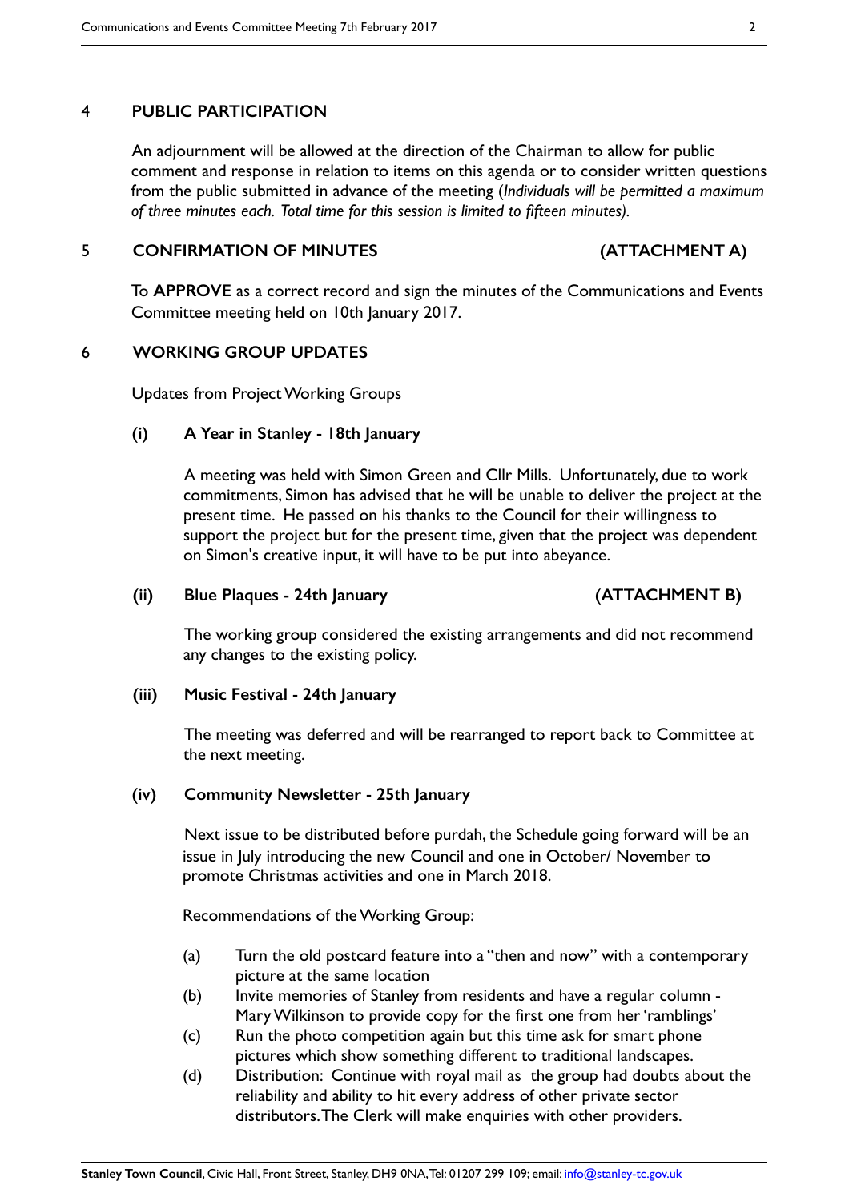## 4 PUBLIC PARTICIPATION

An adjournment will be allowed at the direction of the Chairman to allow for public comment and response in relation to items on this agenda or to consider written questions from the public submitted in advance of the meeting (*Individuals will be permitted a maximum of three minutes each. Total time for this session is limited to fifteen minutes).*

## 5 CONFIRMATION OF MINUTES (ATTACHMENT A)

To **APPROVE** as a correct record and sign the minutes of the Communications and Events Committee meeting held on 10th January 2017.

## 6 WORKING GROUP UPDATES

Updates from Project Working Groups

### (i) A Year in Stanley - 18th January

A meeting was held with Simon Green and Cllr Mills. Unfortunately, due to work commitments, Simon has advised that he will be unable to deliver the project at the present time. He passed on his thanks to the Council for their willingness to support the project but for the present time, given that the project was dependent on Simon's creative input, it will have to be put into abeyance.

### (ii) Blue Plaques - 24th January (ATTACHMENT B)

The working group considered the existing arrangements and did not recommend any changes to the existing policy.

### (iii) Music Festival - 24th January

The meeting was deferred and will be rearranged to report back to Committee at the next meeting.

### (iv) Community Newsletter - 25th January

Next issue to be distributed before purdah, the Schedule going forward will be an issue in July introducing the new Council and one in October/ November to promote Christmas activities and one in March 2018.

Recommendations of the Working Group:

- (a) Turn the old postcard feature into a "then and now" with a contemporary picture at the same location
- (b) Invite memories of Stanley from residents and have a regular column - Mary Wilkinson to provide copy for the first one from her 'ramblings'
- (c) Run the photo competition again but this time ask for smart phone pictures which show something different to traditional landscapes.
- (d) Distribution: Continue with royal mail as the group had doubts about the reliability and ability to hit every address of other private sector distributors. The Clerk will make enquiries with other providers.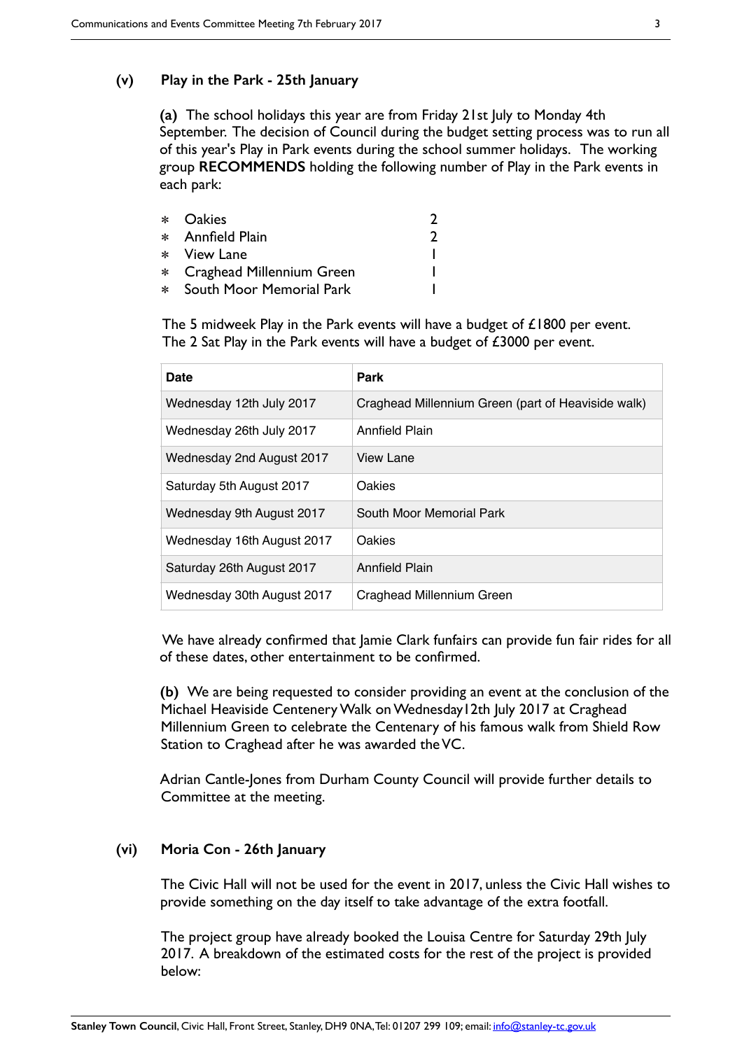### (v) Play in the Park - 25th January

**(a)** The school holidays this year are from Friday 21st July to Monday 4th September. The decision of Council during the budget setting process was to run all of this year's Play in Park events during the school summer holidays. The working group **RECOMMENDS** holding the following number of Play in the Park events in each park:

| | |
|---|---|
| * Oakies | 2 |
| * Annfield Plain | 2 |
| * View Lane | 1 |
| * Craghead Millennium Green | 1 |
| * South Moor Memorial Park | 1 |

The 5 midweek Play in the Park events will have a budget of £1800 per event.
The 2 Sat Play in the Park events will have a budget of £3000 per event.

| Date | Park |
|---|---|
| Wednesday 12th July 2017 | Craghead Millennium Green (part of Heaviside walk) |
| Wednesday 26th July 2017 | Annfield Plain |
| Wednesday 2nd August 2017 | View Lane |
| Saturday 5th August 2017 | Oakies |
| Wednesday 9th August 2017 | South Moor Memorial Park |
| Wednesday 16th August 2017 | Oakies |
| Saturday 26th August 2017 | Annfield Plain |
| Wednesday 30th August 2017 | Craghead Millennium Green |

We have already confirmed that Jamie Clark funfairs can provide fun fair rides for all of these dates, other entertainment to be confirmed.

**(b)** We are being requested to consider providing an event at the conclusion of the Michael Heaviside Centenery Walk on Wednesday12th July 2017 at Craghead Millennium Green to celebrate the Centenary of his famous walk from Shield Row Station to Craghead after he was awarded the VC.

Adrian Cantle-Jones from Durham County Council will provide further details to Committee at the meeting.

### (vi) Moria Con - 26th January

The Civic Hall will not be used for the event in 2017, unless the Civic Hall wishes to provide something on the day itself to take advantage of the extra footfall.

The project group have already booked the Louisa Centre for Saturday 29th July 2017. A breakdown of the estimated costs for the rest of the project is provided below: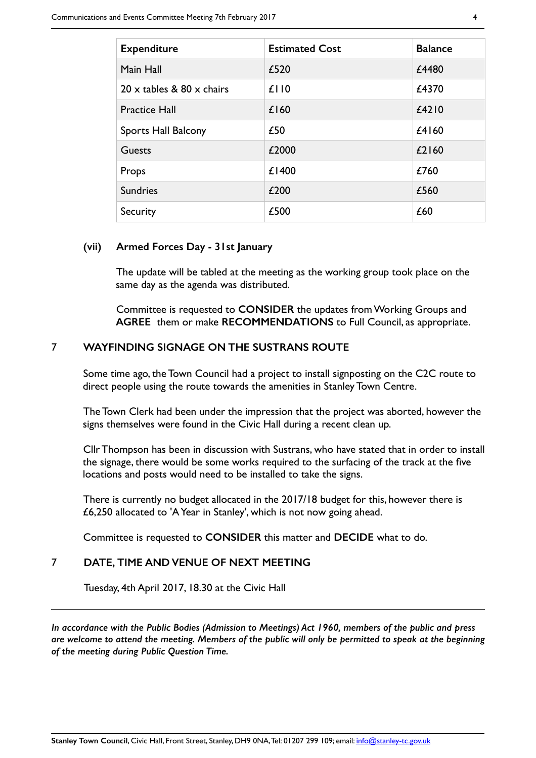| Expenditure | Estimated Cost | Balance |
|---|---|---|
| Main Hall | £520 | £4480 |
| 20 x tables & 80 x chairs | £110 | £4370 |
| Practice Hall | £160 | £4210 |
| Sports Hall Balcony | £50 | £4160 |
| Guests | £2000 | £2160 |
| Props | £1400 | £760 |
| Sundries | £200 | £560 |
| Security | £500 | £60 |

**(vii) Armed Forces Day - 31st January**

The update will be tabled at the meeting as the working group took place on the same day as the agenda was distributed.

Committee is requested to **CONSIDER** the updates from Working Groups and **AGREE** them or make **RECOMMENDATIONS** to Full Council, as appropriate.

## 7 WAYFINDING SIGNAGE ON THE SUSTRANS ROUTE

Some time ago, the Town Council had a project to install signposting on the C2C route to direct people using the route towards the amenities in Stanley Town Centre.

The Town Clerk had been under the impression that the project was aborted, however the signs themselves were found in the Civic Hall during a recent clean up.

Cllr Thompson has been in discussion with Sustrans, who have stated that in order to install the signage, there would be some works required to the surfacing of the track at the five locations and posts would need to be installed to take the signs.

There is currently no budget allocated in the 2017/18 budget for this, however there is £6,250 allocated to 'A Year in Stanley', which is not now going ahead.

Committee is requested to **CONSIDER** this matter and **DECIDE** what to do.

## 7 DATE, TIME AND VENUE OF NEXT MEETING

Tuesday, 4th April 2017, 18.30 at the Civic Hall

---

*In accordance with the Public Bodies (Admission to Meetings) Act 1960, members of the public and press are welcome to attend the meeting. Members of the public will only be permitted to speak at the beginning of the meeting during Public Question Time.*

**Stanley Town Council**, Civic Hall, Front Street, Stanley, DH9 0NA, Tel: 01207 299 109; email: info@stanley-tc.gov.uk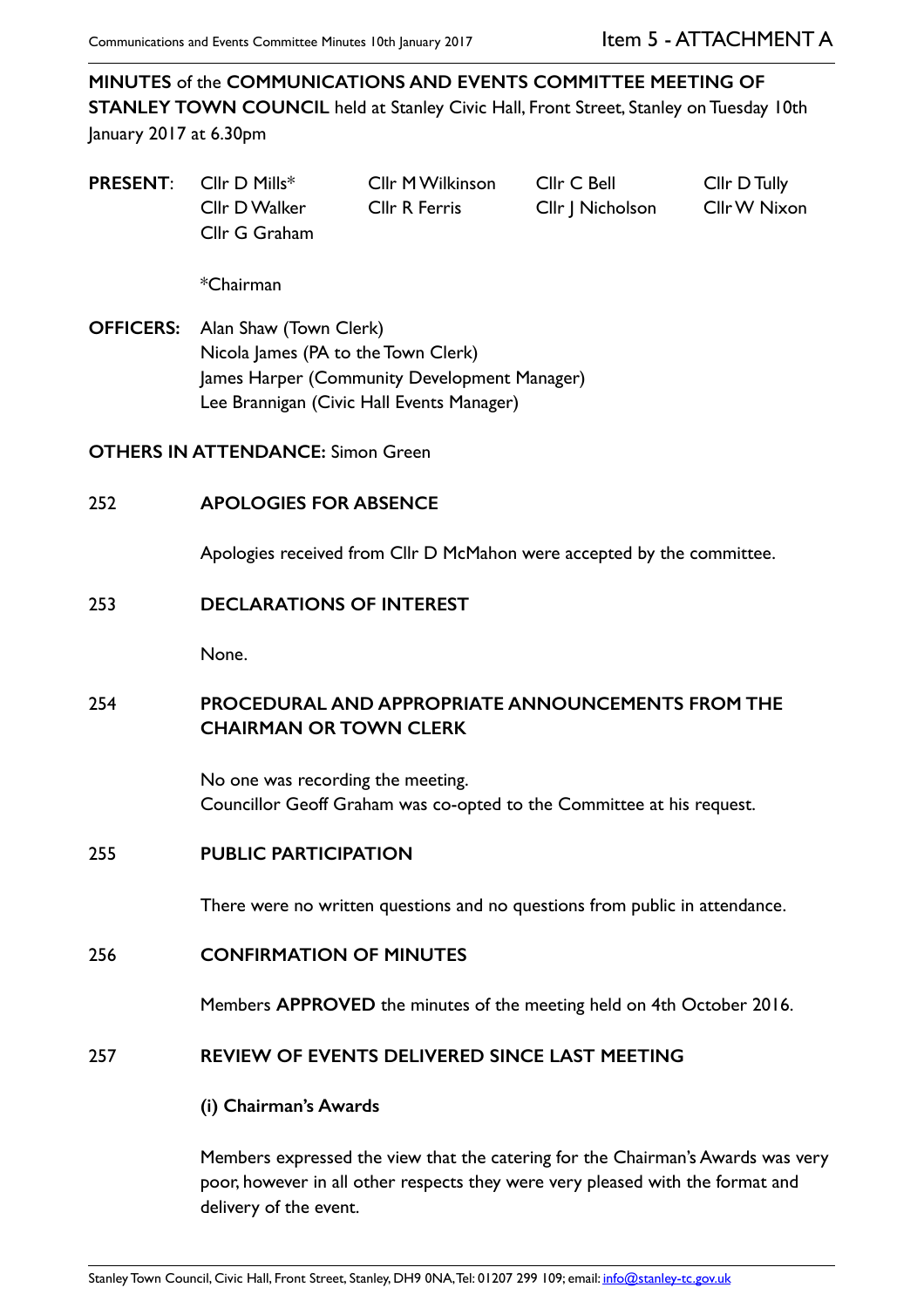Item 5 - ATTACHMENT A

**MINUTES** of the **COMMUNICATIONS AND EVENTS COMMITTEE MEETING OF STANLEY TOWN COUNCIL** held at Stanley Civic Hall, Front Street, Stanley on Tuesday 10th January 2017 at 6.30pm

**PRESENT**:

| | | | |
|---|---|---|---|
| Cllr D Mills* | Cllr M Wilkinson | Cllr C Bell | Cllr D Tully |
| Cllr D Walker | Cllr R Ferris | Cllr J Nicholson | Cllr W Nixon |
| Cllr G Graham | | | |

*Chairman

**OFFICERS:** Alan Shaw (Town Clerk)
Nicola James (PA to the Town Clerk)
James Harper (Community Development Manager)
Lee Brannigan (Civic Hall Events Manager)

**OTHERS IN ATTENDANCE:** Simon Green

**252 APOLOGIES FOR ABSENCE**

Apologies received from Cllr D McMahon were accepted by the committee.

**253 DECLARATIONS OF INTEREST**

None.

**254 PROCEDURAL AND APPROPRIATE ANNOUNCEMENTS FROM THE CHAIRMAN OR TOWN CLERK**

No one was recording the meeting.
Councillor Geoff Graham was co-opted to the Committee at his request.

**255 PUBLIC PARTICIPATION**

There were no written questions and no questions from public in attendance.

**256 CONFIRMATION OF MINUTES**

Members **APPROVED** the minutes of the meeting held on 4th October 2016.

**257 REVIEW OF EVENTS DELIVERED SINCE LAST MEETING**

**(i) Chairman's Awards**

Members expressed the view that the catering for the Chairman's Awards was very poor, however in all other respects they were very pleased with the format and delivery of the event.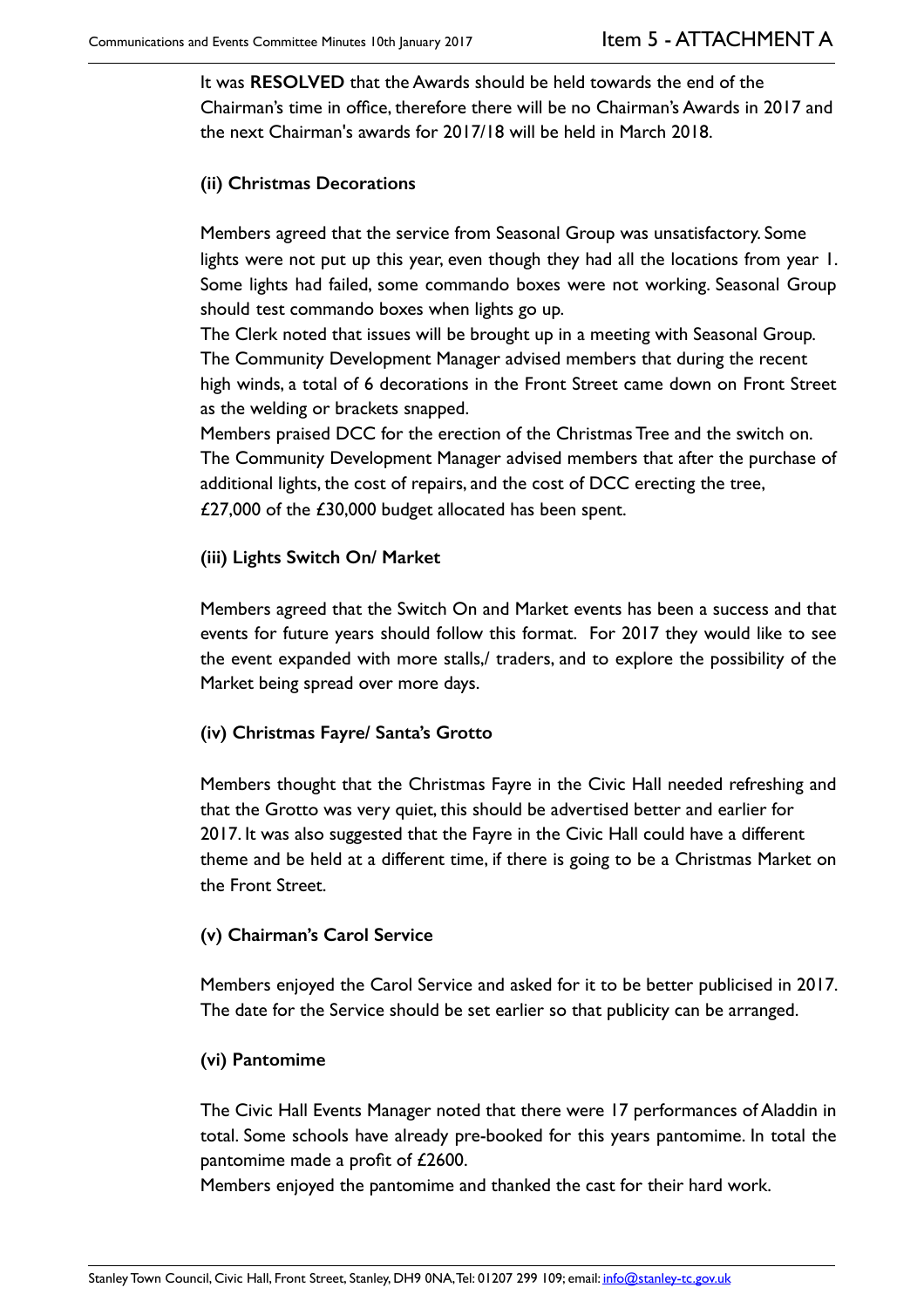It was **RESOLVED** that the Awards should be held towards the end of the Chairman's time in office, therefore there will be no Chairman's Awards in 2017 and the next Chairman's awards for 2017/18 will be held in March 2018.

**(ii) Christmas Decorations**

Members agreed that the service from Seasonal Group was unsatisfactory. Some lights were not put up this year, even though they had all the locations from year 1. Some lights had failed, some commando boxes were not working. Seasonal Group should test commando boxes when lights go up.
The Clerk noted that issues will be brought up in a meeting with Seasonal Group.
The Community Development Manager advised members that during the recent high winds, a total of 6 decorations in the Front Street came down on Front Street as the welding or brackets snapped.
Members praised DCC for the erection of the Christmas Tree and the switch on.
The Community Development Manager advised members that after the purchase of additional lights, the cost of repairs, and the cost of DCC erecting the tree, £27,000 of the £30,000 budget allocated has been spent.

**(iii) Lights Switch On/ Market**

Members agreed that the Switch On and Market events has been a success and that events for future years should follow this format. For 2017 they would like to see the event expanded with more stalls,/ traders, and to explore the possibility of the Market being spread over more days.

**(iv) Christmas Fayre/ Santa's Grotto**

Members thought that the Christmas Fayre in the Civic Hall needed refreshing and that the Grotto was very quiet, this should be advertised better and earlier for 2017. It was also suggested that the Fayre in the Civic Hall could have a different theme and be held at a different time, if there is going to be a Christmas Market on the Front Street.

**(v) Chairman's Carol Service**

Members enjoyed the Carol Service and asked for it to be better publicised in 2017. The date for the Service should be set earlier so that publicity can be arranged.

**(vi) Pantomime**

The Civic Hall Events Manager noted that there were 17 performances of Aladdin in total. Some schools have already pre-booked for this years pantomime. In total the pantomime made a profit of £2600.
Members enjoyed the pantomime and thanked the cast for their hard work.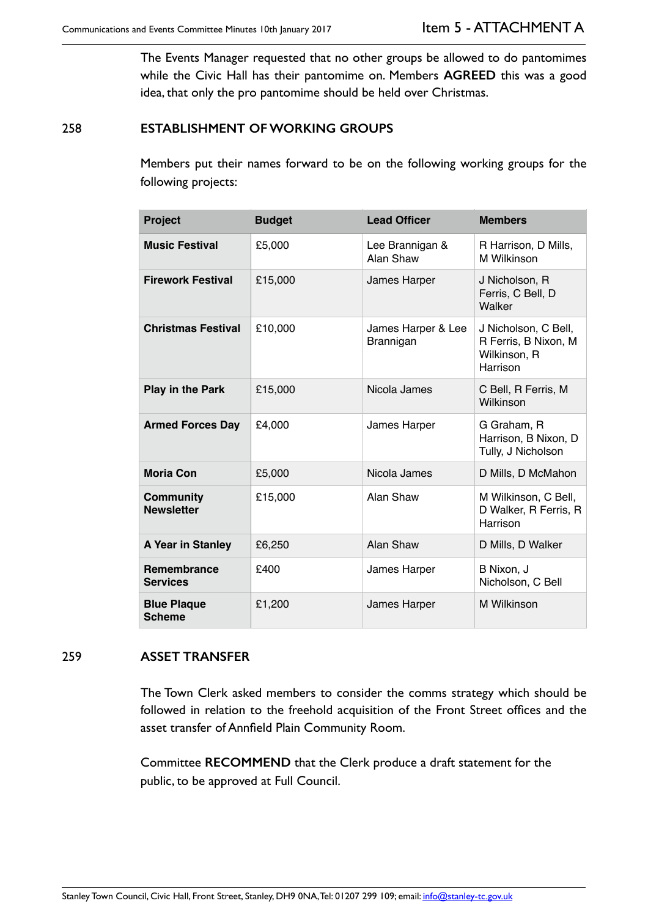The Events Manager requested that no other groups be allowed to do pantomimes while the Civic Hall has their pantomime on. Members **AGREED** this was a good idea, that only the pro pantomime should be held over Christmas.

## 258 ESTABLISHMENT OF WORKING GROUPS

Members put their names forward to be on the following working groups for the following projects:

| Project | Budget | Lead Officer | Members |
|---|---|---|---|
| **Music Festival** | £5,000 | Lee Brannigan & Alan Shaw | R Harrison, D Mills, M Wilkinson |
| **Firework Festival** | £15,000 | James Harper | J Nicholson, R Ferris, C Bell, D Walker |
| **Christmas Festival** | £10,000 | James Harper & Lee Brannigan | J Nicholson, C Bell, R Ferris, B Nixon, M Wilkinson, R Harrison |
| **Play in the Park** | £15,000 | Nicola James | C Bell, R Ferris, M Wilkinson |
| **Armed Forces Day** | £4,000 | James Harper | G Graham, R Harrison, B Nixon, D Tully, J Nicholson |
| **Moria Con** | £5,000 | Nicola James | D Mills, D McMahon |
| **Community Newsletter** | £15,000 | Alan Shaw | M Wilkinson, C Bell, D Walker, R Ferris, R Harrison |
| **A Year in Stanley** | £6,250 | Alan Shaw | D Mills, D Walker |
| **Remembrance Services** | £400 | James Harper | B Nixon, J Nicholson, C Bell |
| **Blue Plaque Scheme** | £1,200 | James Harper | M Wilkinson |

## 259 ASSET TRANSFER

The Town Clerk asked members to consider the comms strategy which should be followed in relation to the freehold acquisition of the Front Street offices and the asset transfer of Annfield Plain Community Room.

Committee **RECOMMEND** that the Clerk produce a draft statement for the public, to be approved at Full Council.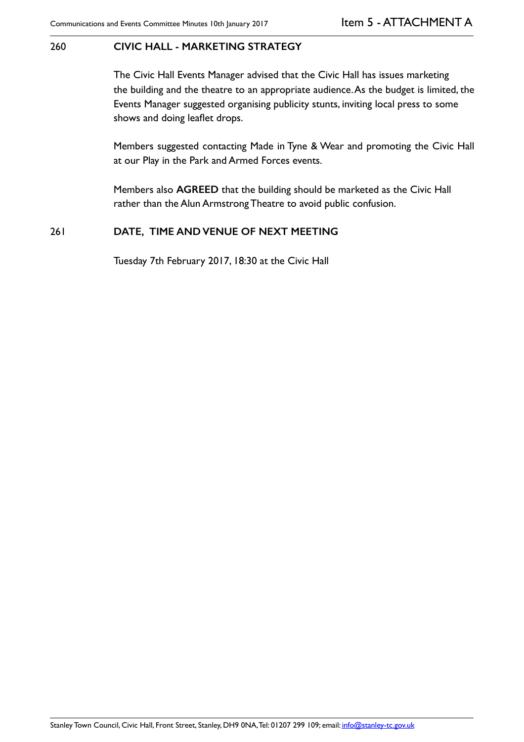## 260 CIVIC HALL - MARKETING STRATEGY

The Civic Hall Events Manager advised that the Civic Hall has issues marketing the building and the theatre to an appropriate audience. As the budget is limited, the Events Manager suggested organising publicity stunts, inviting local press to some shows and doing leaflet drops.

Members suggested contacting Made in Tyne & Wear and promoting the Civic Hall at our Play in the Park and Armed Forces events.

Members also **AGREED** that the building should be marketed as the Civic Hall rather than the Alun Armstrong Theatre to avoid public confusion.

## 261 DATE, TIME AND VENUE OF NEXT MEETING

Tuesday 7th February 2017, 18:30 at the Civic Hall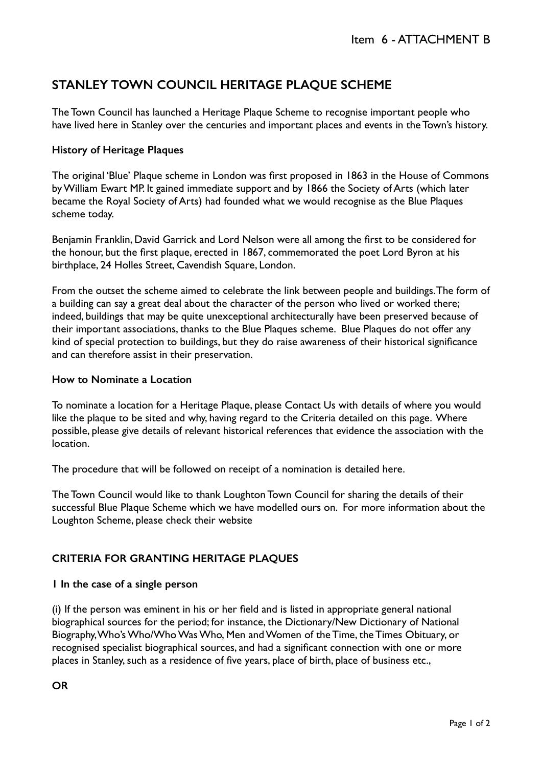Item 6 - ATTACHMENT B

## STANLEY TOWN COUNCIL HERITAGE PLAQUE SCHEME

The Town Council has launched a Heritage Plaque Scheme to recognise important people who have lived here in Stanley over the centuries and important places and events in the Town's history.

### History of Heritage Plaques

The original 'Blue' Plaque scheme in London was first proposed in 1863 in the House of Commons by William Ewart MP. It gained immediate support and by 1866 the Society of Arts (which later became the Royal Society of Arts) had founded what we would recognise as the Blue Plaques scheme today.

Benjamin Franklin, David Garrick and Lord Nelson were all among the first to be considered for the honour, but the first plaque, erected in 1867, commemorated the poet Lord Byron at his birthplace, 24 Holles Street, Cavendish Square, London.

From the outset the scheme aimed to celebrate the link between people and buildings. The form of a building can say a great deal about the character of the person who lived or worked there; indeed, buildings that may be quite unexceptional architecturally have been preserved because of their important associations, thanks to the Blue Plaques scheme. Blue Plaques do not offer any kind of special protection to buildings, but they do raise awareness of their historical significance and can therefore assist in their preservation.

### How to Nominate a Location

To nominate a location for a Heritage Plaque, please Contact Us with details of where you would like the plaque to be sited and why, having regard to the Criteria detailed on this page. Where possible, please give details of relevant historical references that evidence the association with the location.

The procedure that will be followed on receipt of a nomination is detailed here.

The Town Council would like to thank Loughton Town Council for sharing the details of their successful Blue Plaque Scheme which we have modelled ours on. For more information about the Loughton Scheme, please check their website

## CRITERIA FOR GRANTING HERITAGE PLAQUES

### 1 In the case of a single person

(i) If the person was eminent in his or her field and is listed in appropriate general national biographical sources for the period; for instance, the Dictionary/New Dictionary of National Biography, Who's Who/Who Was Who, Men and Women of the Time, the Times Obituary, or recognised specialist biographical sources, and had a significant connection with one or more places in Stanley, such as a residence of five years, place of birth, place of business etc.,

**OR**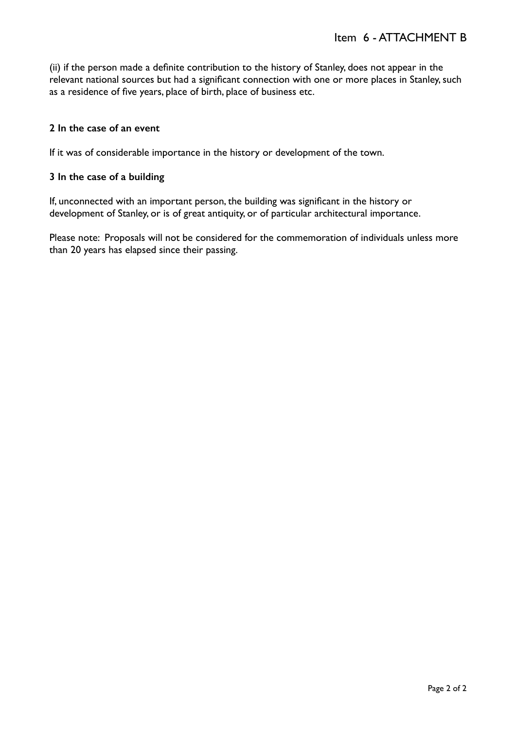(ii) if the person made a definite contribution to the history of Stanley, does not appear in the relevant national sources but had a significant connection with one or more places in Stanley, such as a residence of five years, place of birth, place of business etc.

**2 In the case of an event**

If it was of considerable importance in the history or development of the town.

**3 In the case of a building**

If, unconnected with an important person, the building was significant in the history or development of Stanley, or is of great antiquity, or of particular architectural importance.

Please note: Proposals will not be considered for the commemoration of individuals unless more than 20 years has elapsed since their passing.